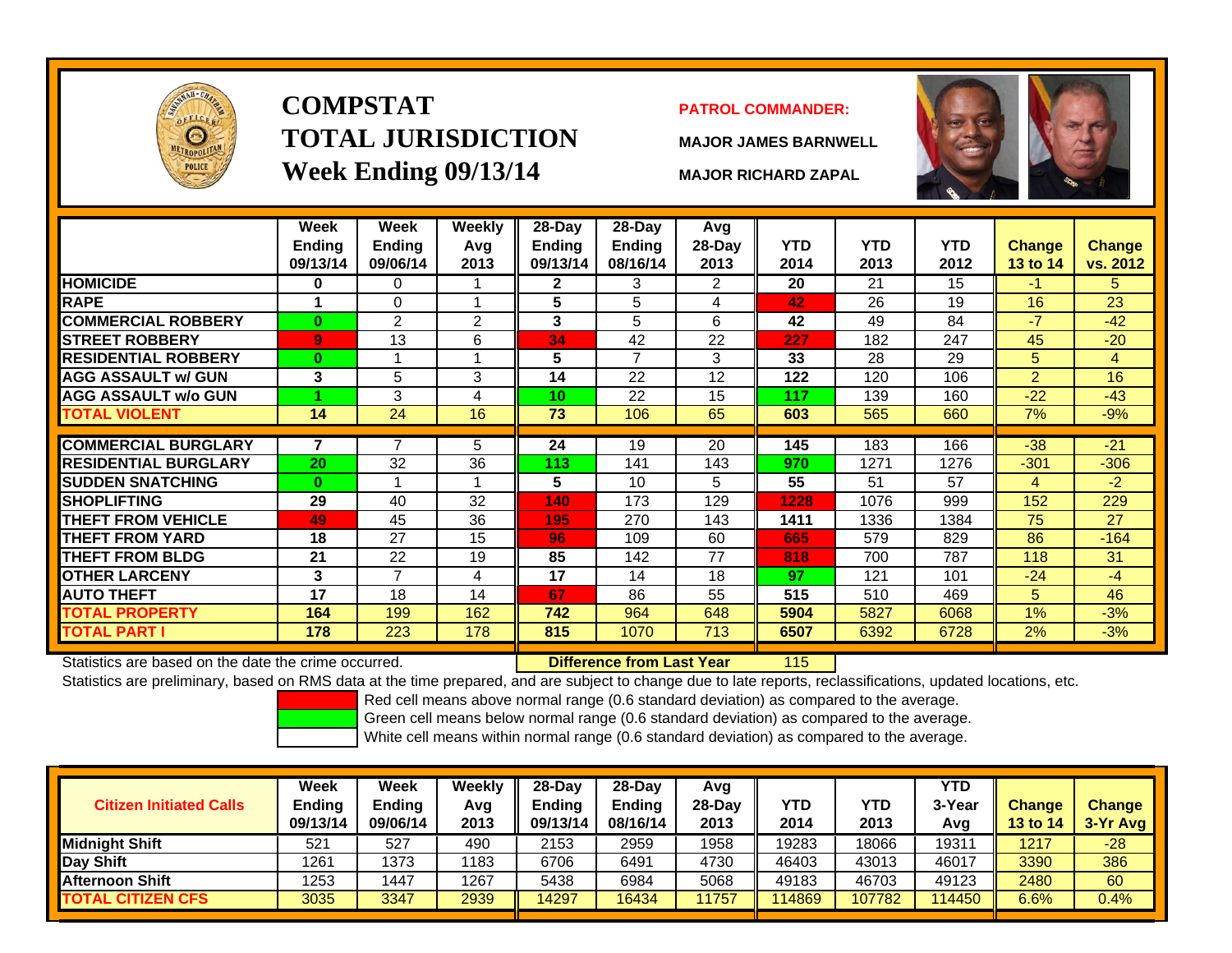# COMPSTAT
# TOTAL JURISDICTION
## Week Ending 09/13/14

**PATROL COMMANDER:**

**MAJOR JAMES BARNWELL**

**MAJOR RICHARD ZAPAL**

| | Week Ending 09/13/14 | Week Ending 09/06/14 | Weekly Avg 2013 | 28-Day Ending 09/13/14 | 28-Day Ending 08/16/14 | Avg 28-Day 2013 | YTD 2014 | YTD 2013 | YTD 2012 | Change 13 to 14 | Change vs. 2012 |
|---|---|---|---|---|---|---|---|---|---|---|---|
| HOMICIDE | 0 | 0 | 1 | 2 | 3 | 2 | 20 | 21 | 15 | -1 | 5 |
| RAPE | 1 | 0 | 1 | 5 | 5 | 4 | 42 | 26 | 19 | 16 | 23 |
| COMMERCIAL ROBBERY | 0 | 2 | 2 | 3 | 5 | 6 | 42 | 49 | 84 | -7 | -42 |
| STREET ROBBERY | 9 | 13 | 6 | 34 | 42 | 22 | 227 | 182 | 247 | 45 | -20 |
| RESIDENTIAL ROBBERY | 0 | 1 | 1 | 5 | 7 | 3 | 33 | 28 | 29 | 5 | 4 |
| AGG ASSAULT w/ GUN | 3 | 5 | 3 | 14 | 22 | 12 | 122 | 120 | 106 | 2 | 16 |
| AGG ASSAULT w/o GUN | 1 | 3 | 4 | 10 | 22 | 15 | 117 | 139 | 160 | -22 | -43 |
| TOTAL VIOLENT | 14 | 24 | 16 | 73 | 106 | 65 | 603 | 565 | 660 | 7% | -9% |
| COMMERCIAL BURGLARY | 7 | 7 | 5 | 24 | 19 | 20 | 145 | 183 | 166 | -38 | -21 |
| RESIDENTIAL BURGLARY | 20 | 32 | 36 | 113 | 141 | 143 | 970 | 1271 | 1276 | -301 | -306 |
| SUDDEN SNATCHING | 0 | 1 | 1 | 5 | 10 | 5 | 55 | 51 | 57 | 4 | -2 |
| SHOPLIFTING | 29 | 40 | 32 | 140 | 173 | 129 | 1228 | 1076 | 999 | 152 | 229 |
| THEFT FROM VEHICLE | 49 | 45 | 36 | 195 | 270 | 143 | 1411 | 1336 | 1384 | 75 | 27 |
| THEFT FROM YARD | 18 | 27 | 15 | 96 | 109 | 60 | 665 | 579 | 829 | 86 | -164 |
| THEFT FROM BLDG | 21 | 22 | 19 | 85 | 142 | 77 | 818 | 700 | 787 | 118 | 31 |
| OTHER LARCENY | 3 | 7 | 4 | 17 | 14 | 18 | 97 | 121 | 101 | -24 | -4 |
| AUTO THEFT | 17 | 18 | 14 | 67 | 86 | 55 | 515 | 510 | 469 | 5 | 46 |
| TOTAL PROPERTY | 164 | 199 | 162 | 742 | 964 | 648 | 5904 | 5827 | 6068 | 1% | -3% |
| TOTAL PART I | 178 | 223 | 178 | 815 | 1070 | 713 | 6507 | 6392 | 6728 | 2% | -3% |

Statistics are based on the date the crime occurred. **Difference from Last Year** 115

Statistics are preliminary, based on RMS data at the time prepared, and are subject to change due to late reports, reclassifications, updated locations, etc.

Red cell means above normal range (0.6 standard deviation) as compared to the average.
Green cell means below normal range (0.6 standard deviation) as compared to the average.
White cell means within normal range (0.6 standard deviation) as compared to the average.

| Citizen Initiated Calls | Week Ending 09/13/14 | Week Ending 09/06/14 | Weekly Avg 2013 | 28-Day Ending 09/13/14 | 28-Day Ending 08/16/14 | Avg 28-Day 2013 | YTD 2014 | YTD 2013 | YTD 3-Year Avg | Change 13 to 14 | Change 3-Yr Avg |
|---|---|---|---|---|---|---|---|---|---|---|---|
| Midnight Shift | 521 | 527 | 490 | 2153 | 2959 | 1958 | 19283 | 18066 | 19311 | 1217 | -28 |
| Day Shift | 1261 | 1373 | 1183 | 6706 | 6491 | 4730 | 46403 | 43013 | 46017 | 3390 | 386 |
| Afternoon Shift | 1253 | 1447 | 1267 | 5438 | 6984 | 5068 | 49183 | 46703 | 49123 | 2480 | 60 |
| TOTAL CITIZEN CFS | 3035 | 3347 | 2939 | 14297 | 16434 | 11757 | 114869 | 107782 | 114450 | 6.6% | 0.4% |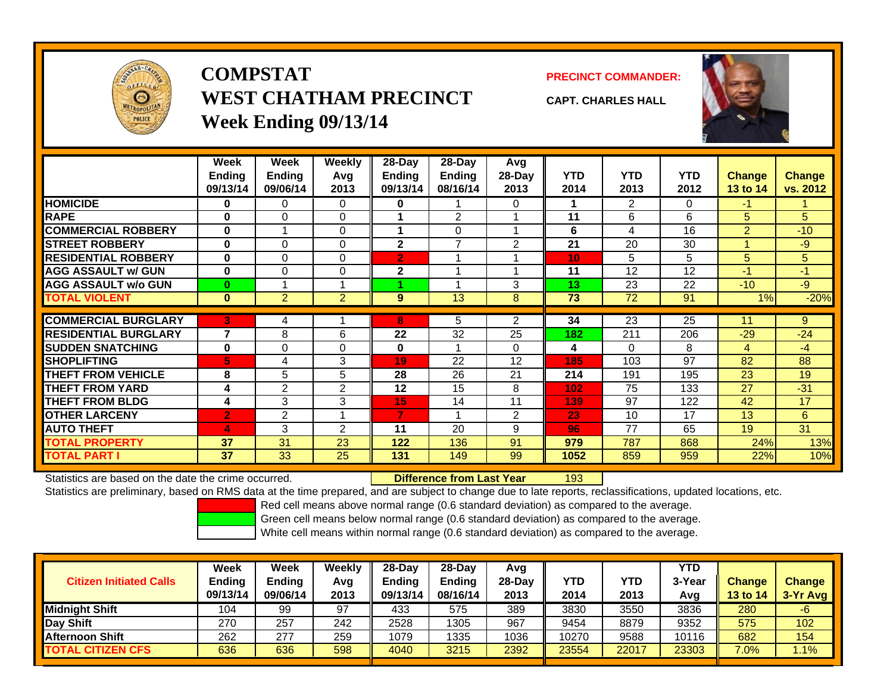# COMPSTAT
# WEST CHATHAM PRECINCT
# Week Ending 09/13/14

**PRECINCT COMMANDER:**

**CAPT. CHARLES HALL**

| | Week Ending 09/13/14 | Week Ending 09/06/14 | Weekly Avg 2013 | 28-Day Ending 09/13/14 | 28-Day Ending 08/16/14 | Avg 28-Day 2013 | YTD 2014 | YTD 2013 | YTD 2012 | Change 13 to 14 | Change vs. 2012 |
|---|---|---|---|---|---|---|---|---|---|---|---|
| HOMICIDE | 0 | 0 | 0 | 0 | 1 | 0 | 1 | 2 | 0 | -1 | 1 |
| RAPE | 0 | 0 | 0 | 1 | 2 | 1 | 11 | 6 | 6 | 5 | 5 |
| COMMERCIAL ROBBERY | 0 | 1 | 0 | 1 | 0 | 1 | 6 | 4 | 16 | 2 | -10 |
| STREET ROBBERY | 0 | 0 | 0 | 2 | 7 | 2 | 21 | 20 | 30 | 1 | -9 |
| RESIDENTIAL ROBBERY | 0 | 0 | 0 | 2 | 1 | 1 | 10 | 5 | 5 | 5 | 5 |
| AGG ASSAULT w/ GUN | 0 | 0 | 0 | 2 | 1 | 1 | 11 | 12 | 12 | -1 | -1 |
| AGG ASSAULT w/o GUN | 0 | 1 | 1 | 1 | 1 | 3 | 13 | 23 | 22 | -10 | -9 |
| TOTAL VIOLENT | 0 | 2 | 2 | 9 | 13 | 8 | 73 | 72 | 91 | 1% | -20% |
| COMMERCIAL BURGLARY | 3 | 4 | 1 | 8 | 5 | 2 | 34 | 23 | 25 | 11 | 9 |
| RESIDENTIAL BURGLARY | 7 | 8 | 6 | 22 | 32 | 25 | 182 | 211 | 206 | -29 | -24 |
| SUDDEN SNATCHING | 0 | 0 | 0 | 0 | 1 | 0 | 4 | 0 | 8 | 4 | -4 |
| SHOPLIFTING | 5 | 4 | 3 | 19 | 22 | 12 | 185 | 103 | 97 | 82 | 88 |
| THEFT FROM VEHICLE | 8 | 5 | 5 | 28 | 26 | 21 | 214 | 191 | 195 | 23 | 19 |
| THEFT FROM YARD | 4 | 2 | 2 | 12 | 15 | 8 | 102 | 75 | 133 | 27 | -31 |
| THEFT FROM BLDG | 4 | 3 | 3 | 15 | 14 | 11 | 139 | 97 | 122 | 42 | 17 |
| OTHER LARCENY | 2 | 2 | 1 | 7 | 1 | 2 | 23 | 10 | 17 | 13 | 6 |
| AUTO THEFT | 4 | 3 | 2 | 11 | 20 | 9 | 96 | 77 | 65 | 19 | 31 |
| TOTAL PROPERTY | 37 | 31 | 23 | 122 | 136 | 91 | 979 | 787 | 868 | 24% | 13% |
| TOTAL PART I | 37 | 33 | 25 | 131 | 149 | 99 | 1052 | 859 | 959 | 22% | 10% |

Statistics are based on the date the crime occurred. **Difference from Last Year** 193

Statistics are preliminary, based on RMS data at the time prepared, and are subject to change due to late reports, reclassifications, updated locations, etc.

Red cell means above normal range (0.6 standard deviation) as compared to the average.
Green cell means below normal range (0.6 standard deviation) as compared to the average.
White cell means within normal range (0.6 standard deviation) as compared to the average.

| Citizen Initiated Calls | Week Ending 09/13/14 | Week Ending 09/06/14 | Weekly Avg 2013 | 28-Day Ending 09/13/14 | 28-Day Ending 08/16/14 | Avg 28-Day 2013 | YTD 2014 | YTD 2013 | YTD 3-Year Avg | Change 13 to 14 | Change 3-Yr Avg |
|---|---|---|---|---|---|---|---|---|---|---|---|
| Midnight Shift | 104 | 99 | 97 | 433 | 575 | 389 | 3830 | 3550 | 3836 | 280 | -6 |
| Day Shift | 270 | 257 | 242 | 2528 | 1305 | 967 | 9454 | 8879 | 9352 | 575 | 102 |
| Afternoon Shift | 262 | 277 | 259 | 1079 | 1335 | 1036 | 10270 | 9588 | 10116 | 682 | 154 |
| TOTAL CITIZEN CFS | 636 | 636 | 598 | 4040 | 3215 | 2392 | 23554 | 22017 | 23303 | 7.0% | 1.1% |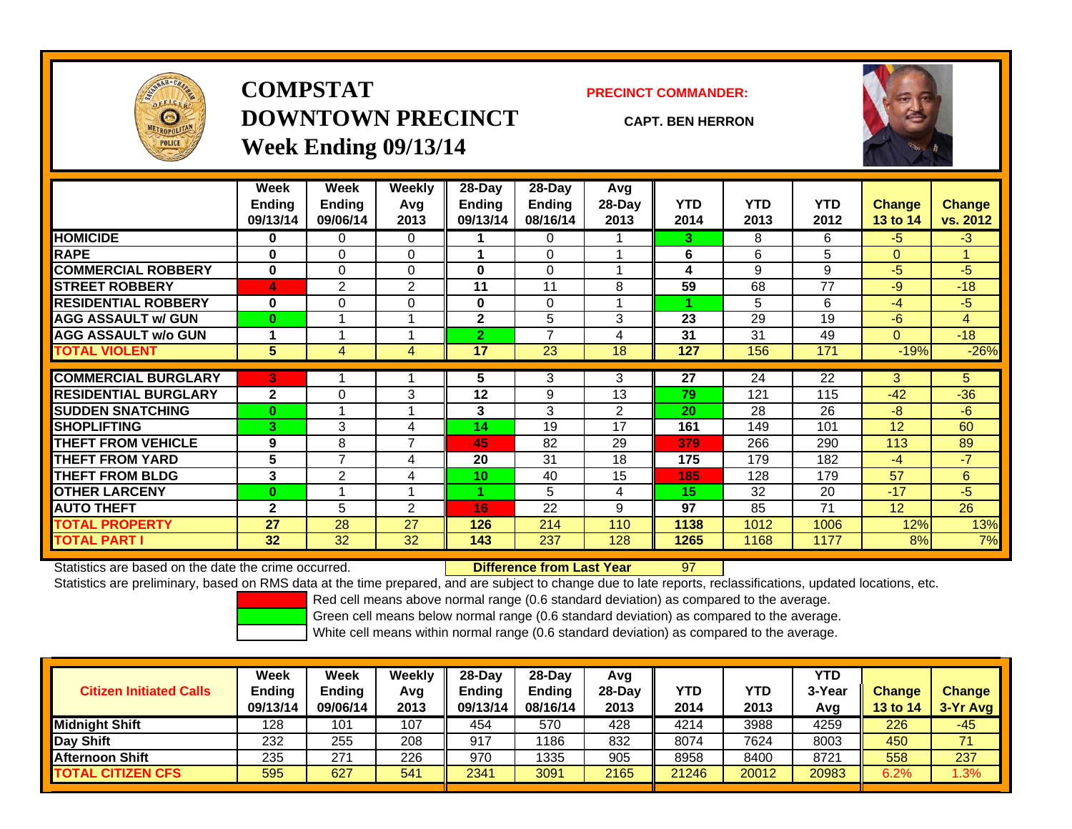# COMPSTAT
# DOWNTOWN PRECINCT
## Week Ending 09/13/14

**PRECINCT COMMANDER:**

**CAPT. BEN HERRON**

| | Week Ending 09/13/14 | Week Ending 09/06/14 | Weekly Avg 2013 | 28-Day Ending 09/13/14 | 28-Day Ending 08/16/14 | Avg 28-Day 2013 | YTD 2014 | YTD 2013 | YTD 2012 | Change 13 to 14 | Change vs. 2012 |
|---|---|---|---|---|---|---|---|---|---|---|---|
| HOMICIDE | 0 | 0 | 0 | 1 | 0 | 1 | 3 | 8 | 6 | -5 | -3 |
| RAPE | 0 | 0 | 0 | 1 | 0 | 1 | 6 | 6 | 5 | 0 | 1 |
| COMMERCIAL ROBBERY | 0 | 0 | 0 | 0 | 0 | 1 | 4 | 9 | 9 | -5 | -5 |
| STREET ROBBERY | 4 | 2 | 2 | 11 | 11 | 8 | 59 | 68 | 77 | -9 | -18 |
| RESIDENTIAL ROBBERY | 0 | 0 | 0 | 0 | 0 | 1 | 1 | 5 | 6 | -4 | -5 |
| AGG ASSAULT w/ GUN | 0 | 1 | 1 | 2 | 5 | 3 | 23 | 29 | 19 | -6 | 4 |
| AGG ASSAULT w/o GUN | 1 | 1 | 1 | 2 | 7 | 4 | 31 | 31 | 49 | 0 | -18 |
| TOTAL VIOLENT | 5 | 4 | 4 | 17 | 23 | 18 | 127 | 156 | 171 | -19% | -26% |
| COMMERCIAL BURGLARY | 3 | 1 | 1 | 5 | 3 | 3 | 27 | 24 | 22 | 3 | 5 |
| RESIDENTIAL BURGLARY | 2 | 0 | 3 | 12 | 9 | 13 | 79 | 121 | 115 | -42 | -36 |
| SUDDEN SNATCHING | 0 | 1 | 1 | 3 | 3 | 2 | 20 | 28 | 26 | -8 | -6 |
| SHOPLIFTING | 3 | 3 | 4 | 14 | 19 | 17 | 161 | 149 | 101 | 12 | 60 |
| THEFT FROM VEHICLE | 9 | 8 | 7 | 45 | 82 | 29 | 379 | 266 | 290 | 113 | 89 |
| THEFT FROM YARD | 5 | 7 | 4 | 20 | 31 | 18 | 175 | 179 | 182 | -4 | -7 |
| THEFT FROM BLDG | 3 | 2 | 4 | 10 | 40 | 15 | 185 | 128 | 179 | 57 | 6 |
| OTHER LARCENY | 0 | 1 | 1 | 1 | 5 | 4 | 15 | 32 | 20 | -17 | -5 |
| AUTO THEFT | 2 | 5 | 2 | 16 | 22 | 9 | 97 | 85 | 71 | 12 | 26 |
| TOTAL PROPERTY | 27 | 28 | 27 | 126 | 214 | 110 | 1138 | 1012 | 1006 | 12% | 13% |
| TOTAL PART I | 32 | 32 | 32 | 143 | 237 | 128 | 1265 | 1168 | 1177 | 8% | 7% |

Statistics are based on the date the crime occurred. **Difference from Last Year** 97

Statistics are preliminary, based on RMS data at the time prepared, and are subject to change due to late reports, reclassifications, updated locations, etc.

Red cell means above normal range (0.6 standard deviation) as compared to the average.

Green cell means below normal range (0.6 standard deviation) as compared to the average.

White cell means within normal range (0.6 standard deviation) as compared to the average.

| Citizen Initiated Calls | Week Ending 09/13/14 | Week Ending 09/06/14 | Weekly Avg 2013 | 28-Day Ending 09/13/14 | 28-Day Ending 08/16/14 | Avg 28-Day 2013 | YTD 2014 | YTD 2013 | YTD 3-Year Avg | Change 13 to 14 | Change 3-Yr Avg |
|---|---|---|---|---|---|---|---|---|---|---|---|
| Midnight Shift | 128 | 101 | 107 | 454 | 570 | 428 | 4214 | 3988 | 4259 | 226 | -45 |
| Day Shift | 232 | 255 | 208 | 917 | 1186 | 832 | 8074 | 7624 | 8003 | 450 | 71 |
| Afternoon Shift | 235 | 271 | 226 | 970 | 1335 | 905 | 8958 | 8400 | 8721 | 558 | 237 |
| TOTAL CITIZEN CFS | 595 | 627 | 541 | 2341 | 3091 | 2165 | 21246 | 20012 | 20983 | 6.2% | 1.3% |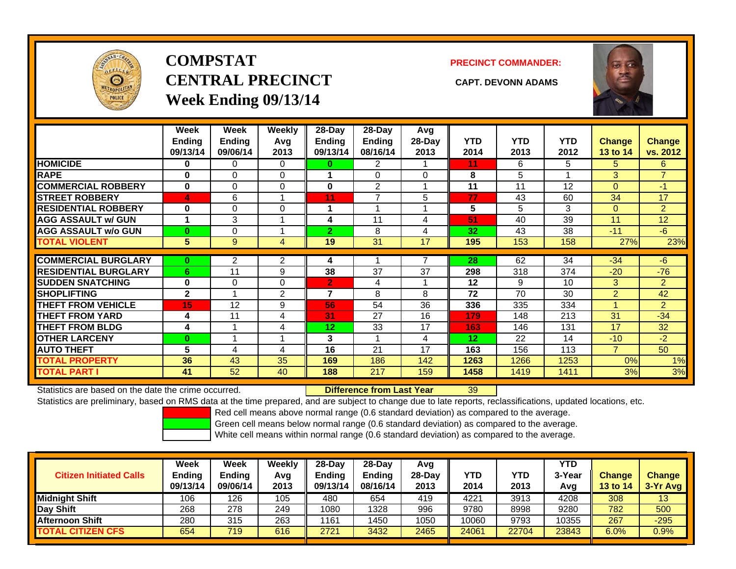# COMPSTAT
# CENTRAL PRECINCT
## Week Ending 09/13/14

**PRECINCT COMMANDER:**

**CAPT. DEVONN ADAMS**

| | Week Ending 09/13/14 | Week Ending 09/06/14 | Weekly Avg 2013 | 28-Day Ending 09/13/14 | 28-Day Ending 08/16/14 | Avg 28-Day 2013 | YTD 2014 | YTD 2013 | YTD 2012 | Change 13 to 14 | Change vs. 2012 |
|---|---|---|---|---|---|---|---|---|---|---|---|
| **HOMICIDE** | 0 | 0 | 0 | 0 | 2 | 1 | 11 | 6 | 5 | 5 | 6 |
| **RAPE** | 0 | 0 | 0 | 1 | 0 | 0 | 8 | 5 | 1 | 3 | 7 |
| **COMMERCIAL ROBBERY** | 0 | 0 | 0 | 0 | 2 | 1 | 11 | 11 | 12 | 0 | -1 |
| **STREET ROBBERY** | 4 | 6 | 1 | 11 | 7 | 5 | 77 | 43 | 60 | 34 | 17 |
| **RESIDENTIAL ROBBERY** | 0 | 0 | 0 | 1 | 1 | 1 | 5 | 5 | 3 | 0 | 2 |
| **AGG ASSAULT w/ GUN** | 1 | 3 | 1 | 4 | 11 | 4 | 51 | 40 | 39 | 11 | 12 |
| **AGG ASSAULT w/o GUN** | 0 | 0 | 1 | 2 | 8 | 4 | 32 | 43 | 38 | -11 | -6 |
| **TOTAL VIOLENT** | 5 | 9 | 4 | 19 | 31 | 17 | 195 | 153 | 158 | 27% | 23% |
| **COMMERCIAL BURGLARY** | 0 | 2 | 2 | 4 | 1 | 7 | 28 | 62 | 34 | -34 | -6 |
| **RESIDENTIAL BURGLARY** | 6 | 11 | 9 | 38 | 37 | 37 | 298 | 318 | 374 | -20 | -76 |
| **SUDDEN SNATCHING** | 0 | 0 | 0 | 2 | 4 | 1 | 12 | 9 | 10 | 3 | 2 |
| **SHOPLIFTING** | 2 | 1 | 2 | 7 | 8 | 8 | 72 | 70 | 30 | 2 | 42 |
| **THEFT FROM VEHICLE** | 15 | 12 | 9 | 56 | 54 | 36 | 336 | 335 | 334 | 1 | 2 |
| **THEFT FROM YARD** | 4 | 11 | 4 | 31 | 27 | 16 | 179 | 148 | 213 | 31 | -34 |
| **THEFT FROM BLDG** | 4 | 1 | 4 | 12 | 33 | 17 | 163 | 146 | 131 | 17 | 32 |
| **OTHER LARCENY** | 0 | 1 | 1 | 3 | 1 | 4 | 12 | 22 | 14 | -10 | -2 |
| **AUTO THEFT** | 5 | 4 | 4 | 16 | 21 | 17 | 163 | 156 | 113 | 7 | 50 |
| **TOTAL PROPERTY** | 36 | 43 | 35 | 169 | 186 | 142 | 1263 | 1266 | 1253 | 0% | 1% |
| **TOTAL PART I** | 41 | 52 | 40 | 188 | 217 | 159 | 1458 | 1419 | 1411 | 3% | 3% |

Statistics are based on the date the crime occurred. **Difference from Last Year** 39

Statistics are preliminary, based on RMS data at the time prepared, and are subject to change due to late reports, reclassifications, updated locations, etc.

Red cell means above normal range (0.6 standard deviation) as compared to the average.
Green cell means below normal range (0.6 standard deviation) as compared to the average.
White cell means within normal range (0.6 standard deviation) as compared to the average.

| Citizen Initiated Calls | Week Ending 09/13/14 | Week Ending 09/06/14 | Weekly Avg 2013 | 28-Day Ending 09/13/14 | 28-Day Ending 08/16/14 | Avg 28-Day 2013 | YTD 2014 | YTD 2013 | YTD 3-Year Avg | Change 13 to 14 | Change 3-Yr Avg |
|---|---|---|---|---|---|---|---|---|---|---|---|
| **Midnight Shift** | 106 | 126 | 105 | 480 | 654 | 419 | 4221 | 3913 | 4208 | 308 | 13 |
| **Day Shift** | 268 | 278 | 249 | 1080 | 1328 | 996 | 9780 | 8998 | 9280 | 782 | 500 |
| **Afternoon Shift** | 280 | 315 | 263 | 1161 | 1450 | 1050 | 10060 | 9793 | 10355 | 267 | -295 |
| **TOTAL CITIZEN CFS** | 654 | 719 | 616 | 2721 | 3432 | 2465 | 24061 | 22704 | 23843 | 6.0% | 0.9% |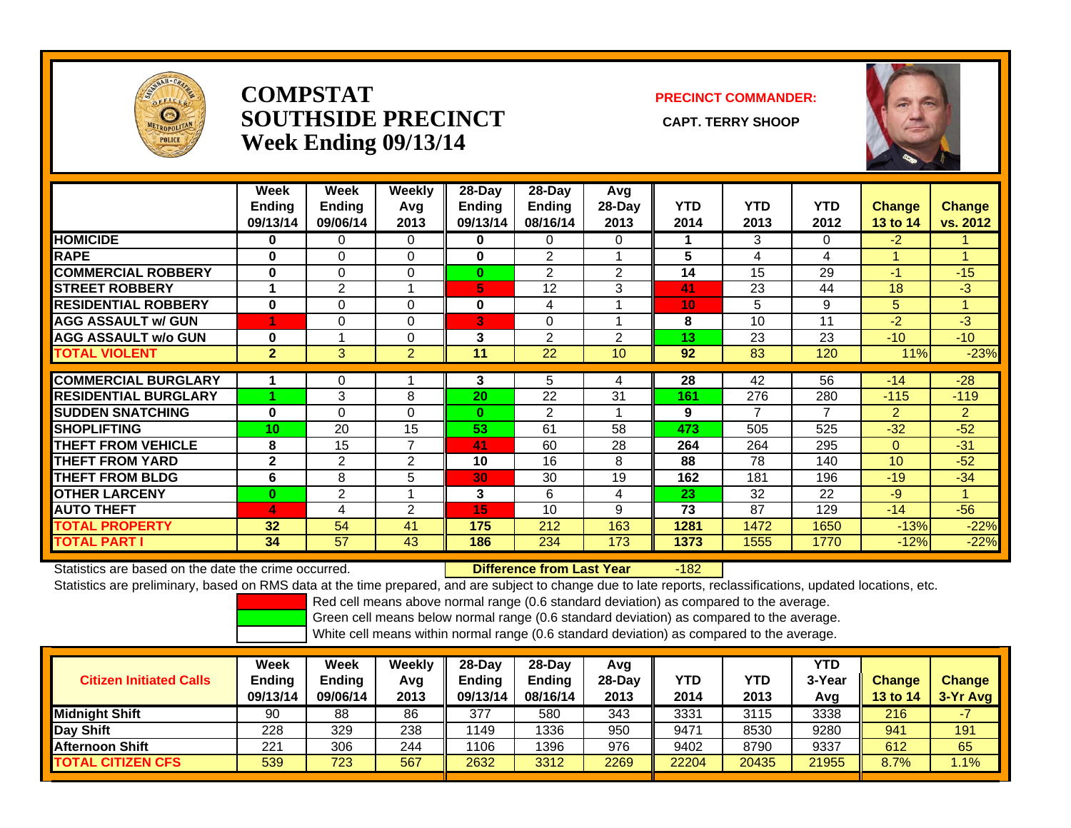# COMPSTAT
# SOUTHSIDE PRECINCT
# Week Ending 09/13/14

**PRECINCT COMMANDER:**

**CAPT. TERRY SHOOP**

| | Week Ending 09/13/14 | Week Ending 09/06/14 | Weekly Avg 2013 | 28-Day Ending 09/13/14 | 28-Day Ending 08/16/14 | Avg 28-Day 2013 | YTD 2014 | YTD 2013 | YTD 2012 | Change 13 to 14 | Change vs. 2012 |
|---|---|---|---|---|---|---|---|---|---|---|---|
| HOMICIDE | 0 | 0 | 0 | 0 | 0 | 0 | 1 | 3 | 0 | -2 | 1 |
| RAPE | 0 | 0 | 0 | 0 | 2 | 1 | 5 | 4 | 4 | 1 | 1 |
| COMMERCIAL ROBBERY | 0 | 0 | 0 | 0 | 2 | 2 | 14 | 15 | 29 | -1 | -15 |
| STREET ROBBERY | 1 | 2 | 1 | 5 | 12 | 3 | 41 | 23 | 44 | 18 | -3 |
| RESIDENTIAL ROBBERY | 0 | 0 | 0 | 0 | 4 | 1 | 10 | 5 | 9 | 5 | 1 |
| AGG ASSAULT w/ GUN | 1 | 0 | 0 | 3 | 0 | 1 | 8 | 10 | 11 | -2 | -3 |
| AGG ASSAULT w/o GUN | 0 | 1 | 0 | 3 | 2 | 2 | 13 | 23 | 23 | -10 | -10 |
| **TOTAL VIOLENT** | 2 | 3 | 2 | 11 | 22 | 10 | 92 | 83 | 120 | 11% | -23% |
| COMMERCIAL BURGLARY | 1 | 0 | 1 | 3 | 5 | 4 | 28 | 42 | 56 | -14 | -28 |
| RESIDENTIAL BURGLARY | 1 | 3 | 8 | 20 | 22 | 31 | 161 | 276 | 280 | -115 | -119 |
| SUDDEN SNATCHING | 0 | 0 | 0 | 0 | 2 | 1 | 9 | 7 | 7 | 2 | 2 |
| SHOPLIFTING | 10 | 20 | 15 | 53 | 61 | 58 | 473 | 505 | 525 | -32 | -52 |
| THEFT FROM VEHICLE | 8 | 15 | 7 | 41 | 60 | 28 | 264 | 264 | 295 | 0 | -31 |
| THEFT FROM YARD | 2 | 2 | 2 | 10 | 16 | 8 | 88 | 78 | 140 | 10 | -52 |
| THEFT FROM BLDG | 6 | 8 | 5 | 30 | 30 | 19 | 162 | 181 | 196 | -19 | -34 |
| OTHER LARCENY | 0 | 2 | 1 | 3 | 6 | 4 | 23 | 32 | 22 | -9 | 1 |
| AUTO THEFT | 4 | 4 | 2 | 15 | 10 | 9 | 73 | 87 | 129 | -14 | -56 |
| **TOTAL PROPERTY** | 32 | 54 | 41 | 175 | 212 | 163 | 1281 | 1472 | 1650 | -13% | -22% |
| **TOTAL PART I** | 34 | 57 | 43 | 186 | 234 | 173 | 1373 | 1555 | 1770 | -12% | -22% |

Statistics are based on the date the crime occurred. **Difference from Last Year** -182

Statistics are preliminary, based on RMS data at the time prepared, and are subject to change due to late reports, reclassifications, updated locations, etc.

Red cell means above normal range (0.6 standard deviation) as compared to the average.
Green cell means below normal range (0.6 standard deviation) as compared to the average.
White cell means within normal range (0.6 standard deviation) as compared to the average.

| Citizen Initiated Calls | Week Ending 09/13/14 | Week Ending 09/06/14 | Weekly Avg 2013 | 28-Day Ending 09/13/14 | 28-Day Ending 08/16/14 | Avg 28-Day 2013 | YTD 2014 | YTD 2013 | YTD 3-Year Avg | Change 13 to 14 | Change 3-Yr Avg |
|---|---|---|---|---|---|---|---|---|---|---|---|
| Midnight Shift | 90 | 88 | 86 | 377 | 580 | 343 | 3331 | 3115 | 3338 | 216 | -7 |
| Day Shift | 228 | 329 | 238 | 1149 | 1336 | 950 | 9471 | 8530 | 9280 | 941 | 191 |
| Afternoon Shift | 221 | 306 | 244 | 1106 | 1396 | 976 | 9402 | 8790 | 9337 | 612 | 65 |
| **TOTAL CITIZEN CFS** | 539 | 723 | 567 | 2632 | 3312 | 2269 | 22204 | 20435 | 21955 | 8.7% | 1.1% |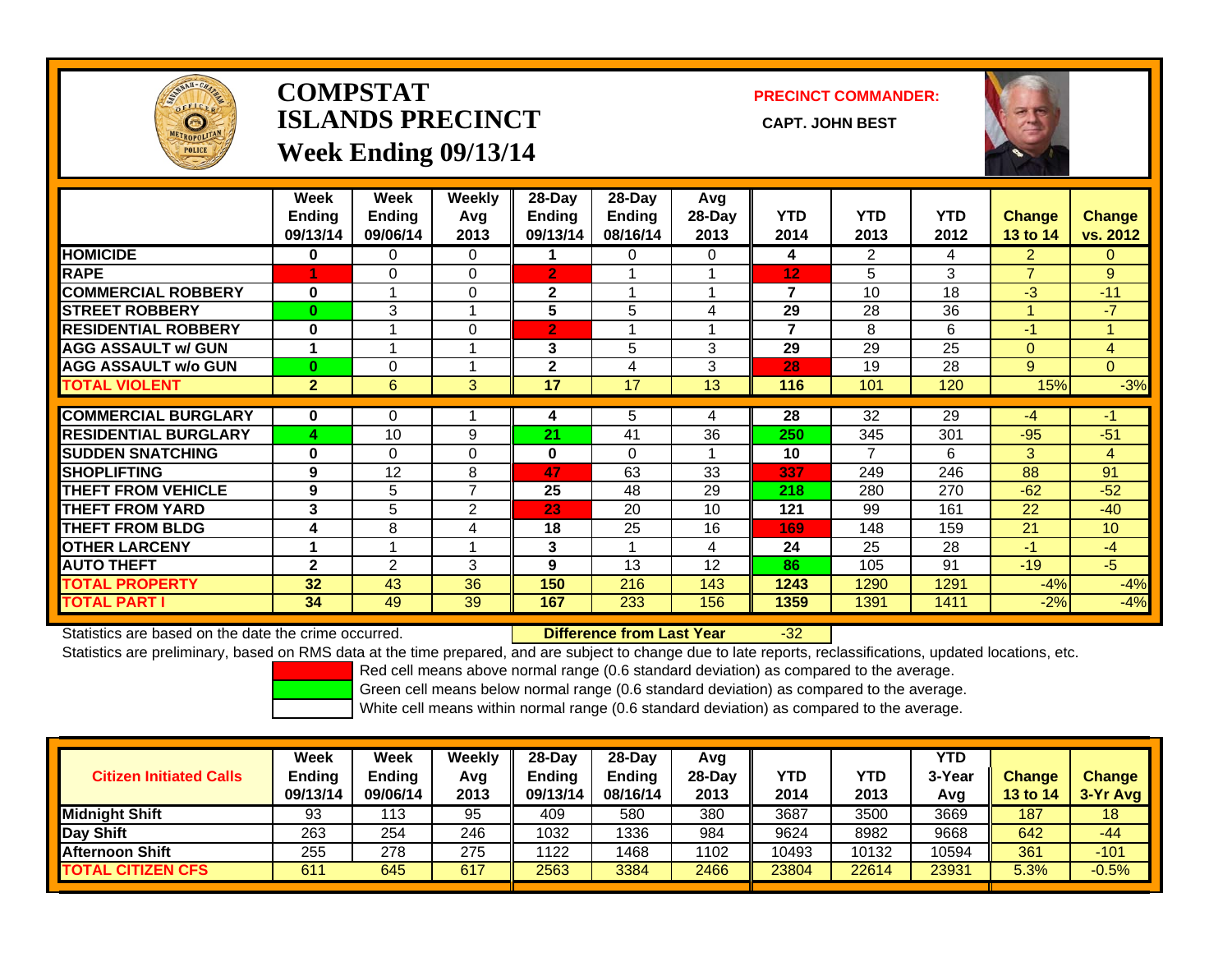# COMPSTAT
# ISLANDS PRECINCT
## Week Ending 09/13/14

**PRECINCT COMMANDER:**

**CAPT. JOHN BEST**

| | Week Ending 09/13/14 | Week Ending 09/06/14 | Weekly Avg 2013 | 28-Day Ending 09/13/14 | 28-Day Ending 08/16/14 | Avg 28-Day 2013 | YTD 2014 | YTD 2013 | YTD 2012 | Change 13 to 14 | Change vs. 2012 |
|---|---|---|---|---|---|---|---|---|---|---|---|
| HOMICIDE | 0 | 0 | 0 | 1 | 0 | 0 | 4 | 2 | 4 | 2 | 0 |
| RAPE | 1 | 0 | 0 | 2 | 1 | 1 | 12 | 5 | 3 | 7 | 9 |
| COMMERCIAL ROBBERY | 0 | 1 | 0 | 2 | 1 | 1 | 7 | 10 | 18 | -3 | -11 |
| STREET ROBBERY | 0 | 3 | 1 | 5 | 5 | 4 | 29 | 28 | 36 | 1 | -7 |
| RESIDENTIAL ROBBERY | 0 | 1 | 0 | 2 | 1 | 1 | 7 | 8 | 6 | -1 | 1 |
| AGG ASSAULT w/ GUN | 1 | 1 | 1 | 3 | 5 | 3 | 29 | 29 | 25 | 0 | 4 |
| AGG ASSAULT w/o GUN | 0 | 0 | 1 | 2 | 4 | 3 | 28 | 19 | 28 | 9 | 0 |
| TOTAL VIOLENT | 2 | 6 | 3 | 17 | 17 | 13 | 116 | 101 | 120 | 15% | -3% |
| COMMERCIAL BURGLARY | 0 | 0 | 1 | 4 | 5 | 4 | 28 | 32 | 29 | -4 | -1 |
| RESIDENTIAL BURGLARY | 4 | 10 | 9 | 21 | 41 | 36 | 250 | 345 | 301 | -95 | -51 |
| SUDDEN SNATCHING | 0 | 0 | 0 | 0 | 0 | 1 | 10 | 7 | 6 | 3 | 4 |
| SHOPLIFTING | 9 | 12 | 8 | 47 | 63 | 33 | 337 | 249 | 246 | 88 | 91 |
| THEFT FROM VEHICLE | 9 | 5 | 7 | 25 | 48 | 29 | 218 | 280 | 270 | -62 | -52 |
| THEFT FROM YARD | 3 | 5 | 2 | 23 | 20 | 10 | 121 | 99 | 161 | 22 | -40 |
| THEFT FROM BLDG | 4 | 8 | 4 | 18 | 25 | 16 | 169 | 148 | 159 | 21 | 10 |
| OTHER LARCENY | 1 | 1 | 1 | 3 | 1 | 4 | 24 | 25 | 28 | -1 | -4 |
| AUTO THEFT | 2 | 2 | 3 | 9 | 13 | 12 | 86 | 105 | 91 | -19 | -5 |
| TOTAL PROPERTY | 32 | 43 | 36 | 150 | 216 | 143 | 1243 | 1290 | 1291 | -4% | -4% |
| TOTAL PART I | 34 | 49 | 39 | 167 | 233 | 156 | 1359 | 1391 | 1411 | -2% | -4% |

Statistics are based on the date the crime occurred. **Difference from Last Year** -32

Statistics are preliminary, based on RMS data at the time prepared, and are subject to change due to late reports, reclassifications, updated locations, etc.

Red cell means above normal range (0.6 standard deviation) as compared to the average.

Green cell means below normal range (0.6 standard deviation) as compared to the average.

White cell means within normal range (0.6 standard deviation) as compared to the average.

| Citizen Initiated Calls | Week Ending 09/13/14 | Week Ending 09/06/14 | Weekly Avg 2013 | 28-Day Ending 09/13/14 | 28-Day Ending 08/16/14 | Avg 28-Day 2013 | YTD 2014 | YTD 2013 | YTD 3-Year Avg | Change 13 to 14 | Change 3-Yr Avg |
|---|---|---|---|---|---|---|---|---|---|---|---|
| Midnight Shift | 93 | 113 | 95 | 409 | 580 | 380 | 3687 | 3500 | 3669 | 187 | 18 |
| Day Shift | 263 | 254 | 246 | 1032 | 1336 | 984 | 9624 | 8982 | 9668 | 642 | -44 |
| Afternoon Shift | 255 | 278 | 275 | 1122 | 1468 | 1102 | 10493 | 10132 | 10594 | 361 | -101 |
| TOTAL CITIZEN CFS | 611 | 645 | 617 | 2563 | 3384 | 2466 | 23804 | 22614 | 23931 | 5.3% | -0.5% |